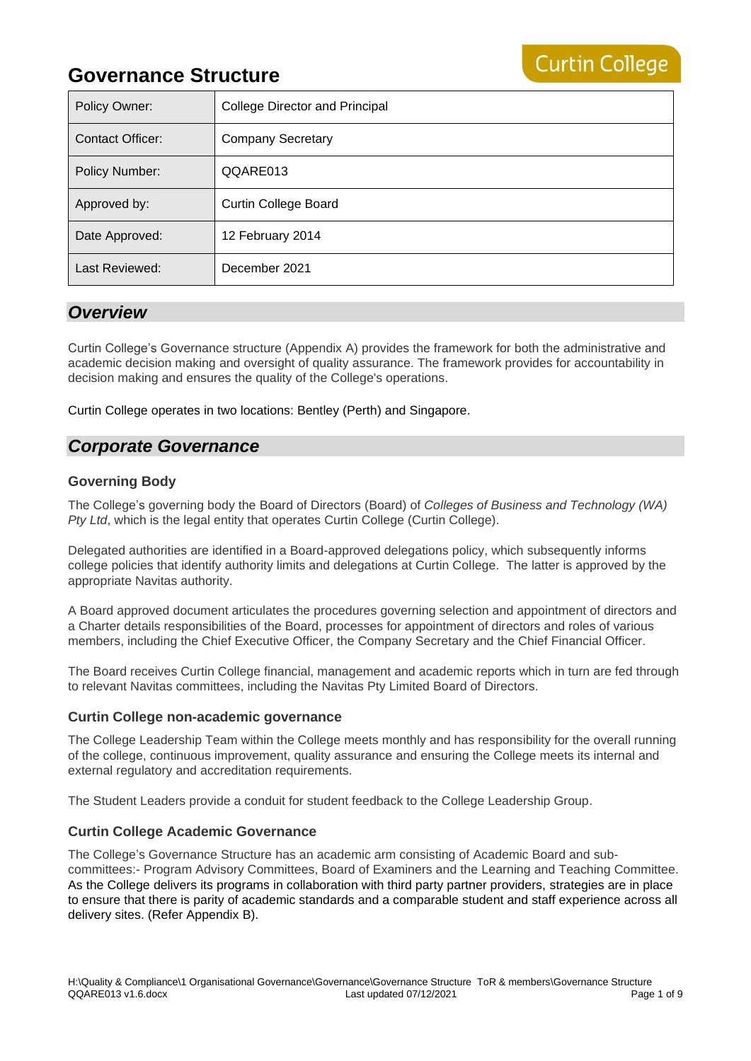# Governance Structure

| Policy Owner: | College Director and Principal |
|---|---|
| Contact Officer: | Company Secretary |
| Policy Number: | QQARE013 |
| Approved by: | Curtin College Board |
| Date Approved: | 12 February 2014 |
| Last Reviewed: | December 2021 |

## *Overview*

Curtin College's Governance structure (Appendix A) provides the framework for both the administrative and academic decision making and oversight of quality assurance. The framework provides for accountability in decision making and ensures the quality of the College's operations.

Curtin College operates in two locations: Bentley (Perth) and Singapore.

## *Corporate Governance*

### Governing Body

The College's governing body the Board of Directors (Board) of *Colleges of Business and Technology (WA) Pty Ltd*, which is the legal entity that operates Curtin College (Curtin College).

Delegated authorities are identified in a Board-approved delegations policy, which subsequently informs college policies that identify authority limits and delegations at Curtin College. The latter is approved by the appropriate Navitas authority.

A Board approved document articulates the procedures governing selection and appointment of directors and a Charter details responsibilities of the Board, processes for appointment of directors and roles of various members, including the Chief Executive Officer, the Company Secretary and the Chief Financial Officer.

The Board receives Curtin College financial, management and academic reports which in turn are fed through to relevant Navitas committees, including the Navitas Pty Limited Board of Directors.

### Curtin College non-academic governance

The College Leadership Team within the College meets monthly and has responsibility for the overall running of the college, continuous improvement, quality assurance and ensuring the College meets its internal and external regulatory and accreditation requirements.

The Student Leaders provide a conduit for student feedback to the College Leadership Group.

### Curtin College Academic Governance

The College's Governance Structure has an academic arm consisting of Academic Board and sub-committees:- Program Advisory Committees, Board of Examiners and the Learning and Teaching Committee. As the College delivers its programs in collaboration with third party partner providers, strategies are in place to ensure that there is parity of academic standards and a comparable student and staff experience across all delivery sites. (Refer Appendix B).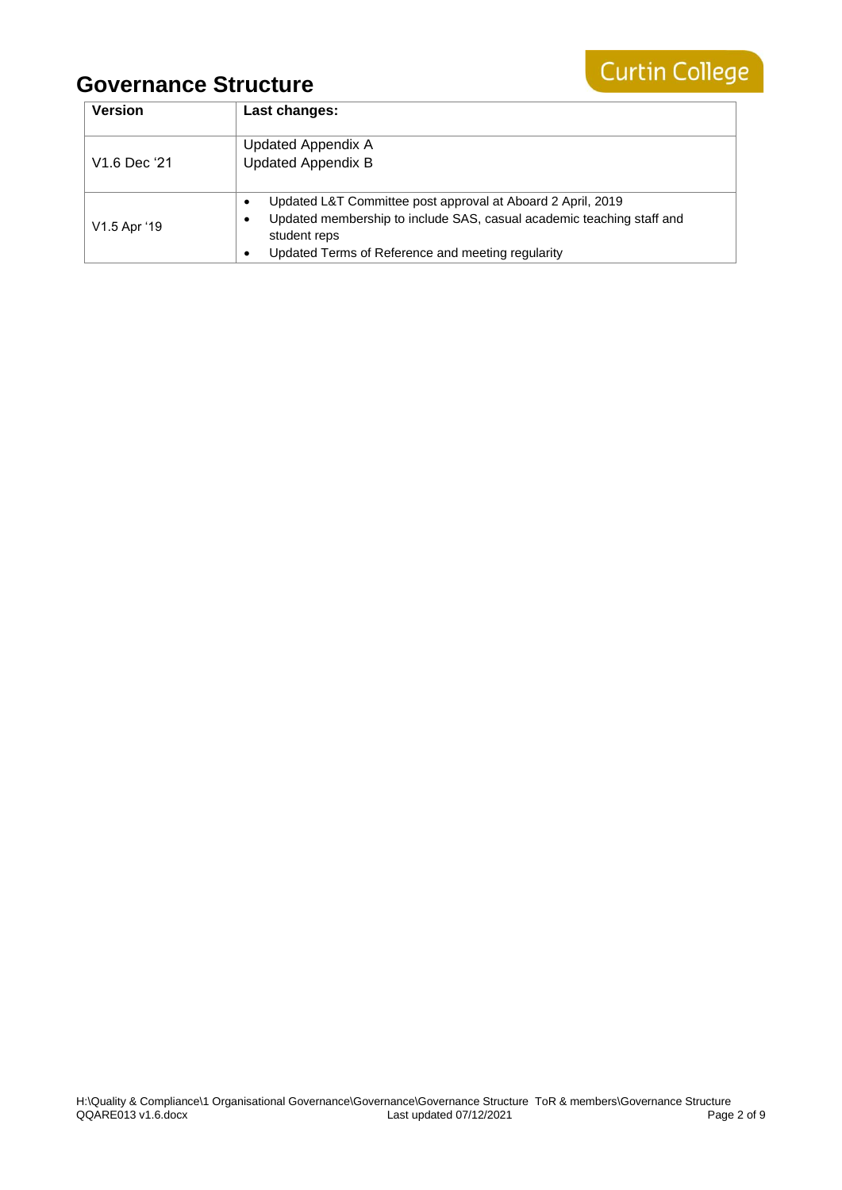# Governance Structure

| Version | Last changes: |
|---|---|
| V1.6 Dec '21 | Updated Appendix A<br>Updated Appendix B |
| V1.5 Apr '19 | • Updated L&T Committee post approval at Aboard 2 April, 2019<br>• Updated membership to include SAS, casual academic teaching staff and student reps<br>• Updated Terms of Reference and meeting regularity |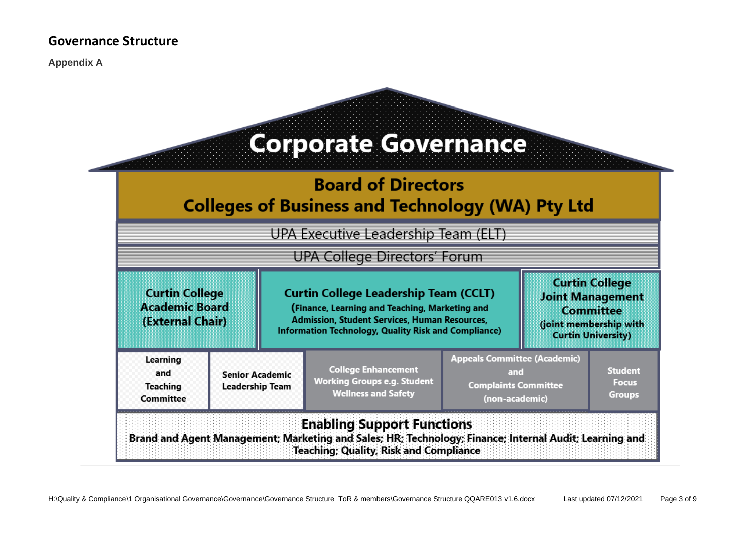## Governance Structure

**Appendix A**

# Corporate Governance

**Board of Directors**
**Colleges of Business and Technology (WA) Pty Ltd**

UPA Executive Leadership Team (ELT)

UPA College Directors' Forum

**Curtin College Academic Board (External Chair)**

**Curtin College Leadership Team (CCLT)**
(Finance, Learning and Teaching, Marketing and Admission, Student Services, Human Resources, Information Technology, Quality Risk and Compliance)

**Curtin College Joint Management Committee**
(joint membership with Curtin University)

**Learning and Teaching Committee**

**Senior Academic Leadership Team**

**College Enhancement Working Groups e.g. Student Wellness and Safety**

**Appeals Committee (Academic) and Complaints Committee (non-academic)**

**Student Focus Groups**

**Enabling Support Functions**
Brand and Agent Management; Marketing and Sales; HR; Technology; Finance; Internal Audit; Learning and Teaching; Quality, Risk and Compliance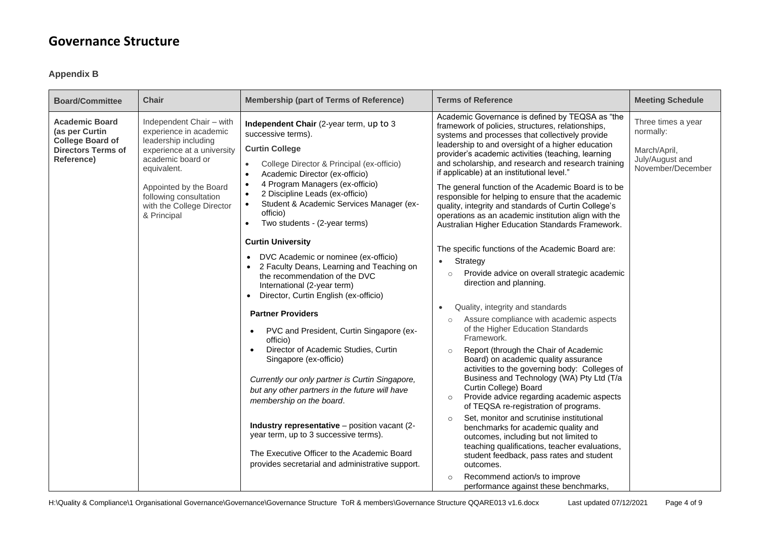# Governance Structure

### Appendix B

| Board/Committee | Chair | Membership (part of Terms of Reference) | Terms of Reference | Meeting Schedule |
|---|---|---|---|---|
| **Academic Board (as per Curtin College Board of Directors Terms of Reference)** | Independent Chair – with experience in academic leadership including experience at a university academic board or equivalent.<br><br>Appointed by the Board following consultation with the College Director & Principal | **Independent Chair** (2-year term, up to 3 successive terms).<br><br>**Curtin College**<br>• College Director & Principal (ex-officio)<br>• Academic Director (ex-officio)<br>• 4 Program Managers (ex-officio)<br>• 2 Discipline Leads (ex-officio)<br>• Student & Academic Services Manager (ex-officio)<br>• Two students - (2-year terms)<br><br>**Curtin University**<br>• DVC Academic or nominee (ex-officio)<br>• 2 Faculty Deans, Learning and Teaching on the recommendation of the DVC International (2-year term)<br>• Director, Curtin English (ex-officio)<br><br>**Partner Providers**<br>• PVC and President, Curtin Singapore (ex-officio)<br>• Director of Academic Studies, Curtin Singapore (ex-officio)<br><br>*Currently our only partner is Curtin Singapore, but any other partners in the future will have membership on the board*.<br><br>**Industry representative** – position vacant (2-year term, up to 3 successive terms).<br><br>The Executive Officer to the Academic Board provides secretarial and administrative support. | Academic Governance is defined by TEQSA as "the framework of policies, structures, relationships, systems and processes that collectively provide leadership to and oversight of a higher education provider's academic activities (teaching, learning and scholarship, and research and research training if applicable) at an institutional level."<br><br>The general function of the Academic Board is to be responsible for helping to ensure that the academic quality, integrity and standards of Curtin College's operations as an academic institution align with the Australian Higher Education Standards Framework.<br><br>The specific functions of the Academic Board are:<br>• Strategy<br>  ○ Provide advice on overall strategic academic direction and planning.<br>• Quality, integrity and standards<br>  ○ Assure compliance with academic aspects of the Higher Education Standards Framework.<br>  ○ Report (through the Chair of Academic Board) on academic quality assurance activities to the governing body: Colleges of Business and Technology (WA) Pty Ltd (T/a Curtin College) Board<br>  ○ Provide advice regarding academic aspects of TEQSA re-registration of programs.<br>  ○ Set, monitor and scrutinise institutional benchmarks for academic quality and outcomes, including but not limited to teaching qualifications, teacher evaluations, student feedback, pass rates and student outcomes.<br>  ○ Recommend action/s to improve performance against these benchmarks, | Three times a year normally:<br><br>March/April, July/August and November/December |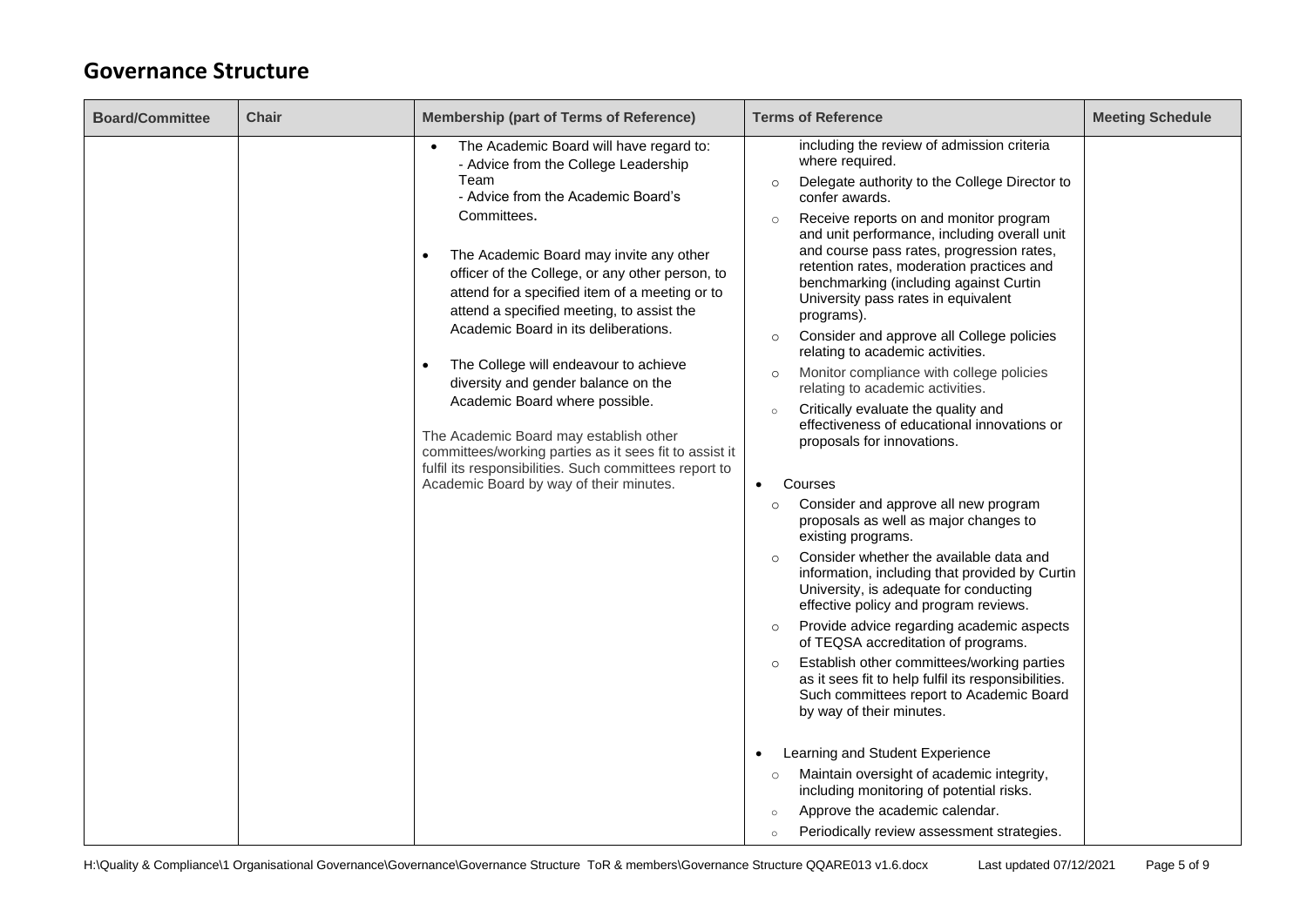## Governance Structure

| Board/Committee | Chair | Membership (part of Terms of Reference) | Terms of Reference | Meeting Schedule |
|---|---|---|---|---|
| | | • The Academic Board will have regard to:<br>- Advice from the College Leadership Team<br>- Advice from the Academic Board's Committees.<br><br>• The Academic Board may invite any other officer of the College, or any other person, to attend for a specified item of a meeting or to attend a specified meeting, to assist the Academic Board in its deliberations.<br><br>• The College will endeavour to achieve diversity and gender balance on the Academic Board where possible.<br><br>The Academic Board may establish other committees/working parties as it sees fit to assist it fulfil its responsibilities. Such committees report to Academic Board by way of their minutes. | including the review of admission criteria where required.<br>○ Delegate authority to the College Director to confer awards.<br>○ Receive reports on and monitor program and unit performance, including overall unit and course pass rates, progression rates, retention rates, moderation practices and benchmarking (including against Curtin University pass rates in equivalent programs).<br>○ Consider and approve all College policies relating to academic activities.<br>○ Monitor compliance with college policies relating to academic activities.<br>○ Critically evaluate the quality and effectiveness of educational innovations or proposals for innovations.<br><br>• Courses<br>○ Consider and approve all new program proposals as well as major changes to existing programs.<br>○ Consider whether the available data and information, including that provided by Curtin University, is adequate for conducting effective policy and program reviews.<br>○ Provide advice regarding academic aspects of TEQSA accreditation of programs.<br>○ Establish other committees/working parties as it sees fit to help fulfil its responsibilities. Such committees report to Academic Board by way of their minutes.<br><br>• Learning and Student Experience<br>○ Maintain oversight of academic integrity, including monitoring of potential risks.<br>○ Approve the academic calendar.<br>○ Periodically review assessment strategies. | |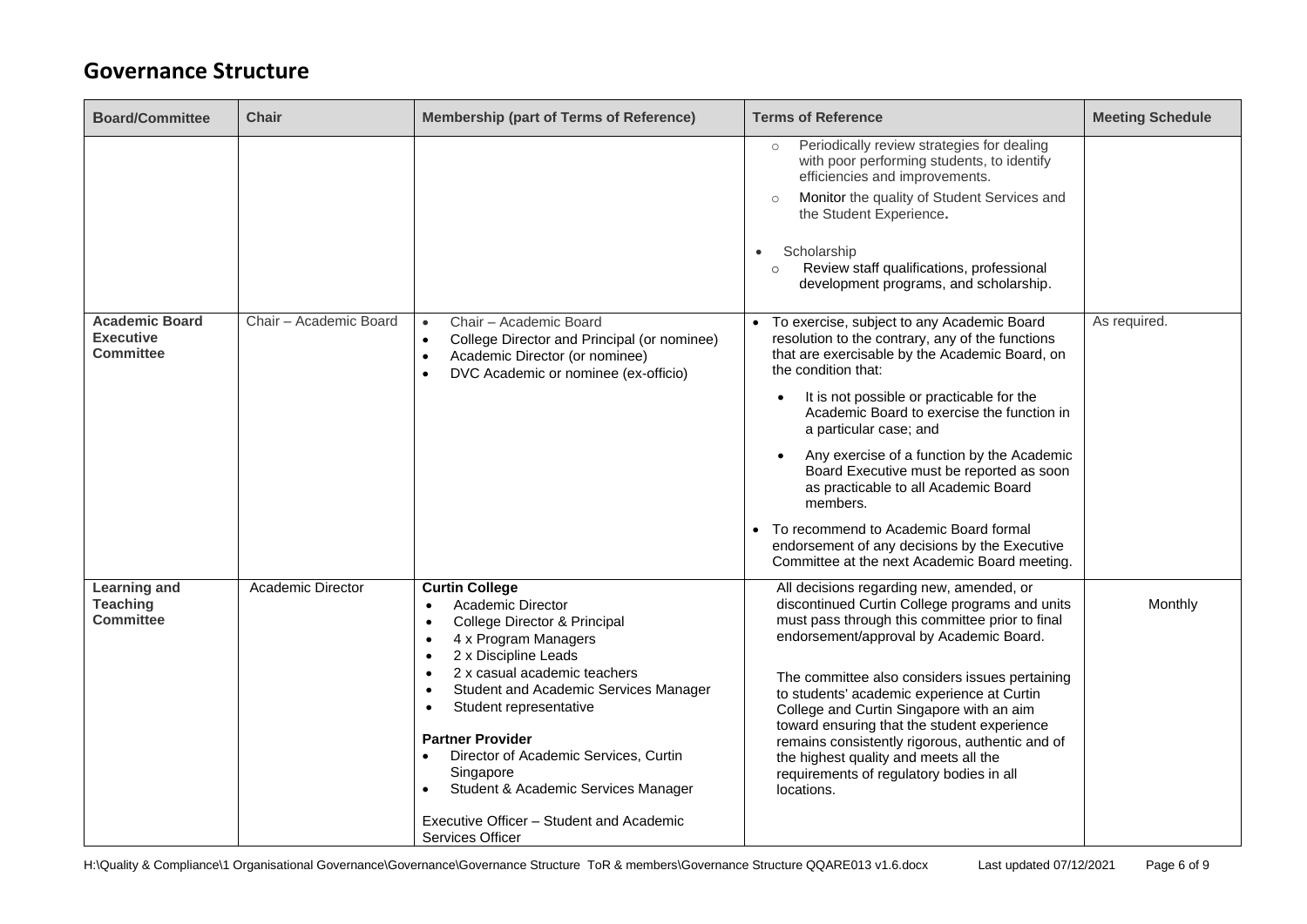# Governance Structure

| Board/Committee | Chair | Membership (part of Terms of Reference) | Terms of Reference | Meeting Schedule |
|---|---|---|---|---|
| | | | ◦ Periodically review strategies for dealing with poor performing students, to identify efficiencies and improvements.<br>◦ Monitor the quality of Student Services and the Student Experience.<br><br>• Scholarship<br>◦ Review staff qualifications, professional development programs, and scholarship. | |
| **Academic Board Executive Committee** | Chair – Academic Board | • Chair – Academic Board<br>• College Director and Principal (or nominee)<br>• Academic Director (or nominee)<br>• DVC Academic or nominee (ex-officio) | • To exercise, subject to any Academic Board resolution to the contrary, any of the functions that are exercisable by the Academic Board, on the condition that:<br>• It is not possible or practicable for the Academic Board to exercise the function in a particular case; and<br>• Any exercise of a function by the Academic Board Executive must be reported as soon as practicable to all Academic Board members.<br>• To recommend to Academic Board formal endorsement of any decisions by the Executive Committee at the next Academic Board meeting. | As required. |
| **Learning and Teaching Committee** | Academic Director | **Curtin College**<br>• Academic Director<br>• College Director & Principal<br>• 4 x Program Managers<br>• 2 x Discipline Leads<br>• 2 x casual academic teachers<br>• Student and Academic Services Manager<br>• Student representative<br><br>**Partner Provider**<br>• Director of Academic Services, Curtin Singapore<br>• Student & Academic Services Manager<br><br>Executive Officer – Student and Academic Services Officer | All decisions regarding new, amended, or discontinued Curtin College programs and units must pass through this committee prior to final endorsement/approval by Academic Board.<br><br>The committee also considers issues pertaining to students' academic experience at Curtin College and Curtin Singapore with an aim toward ensuring that the student experience remains consistently rigorous, authentic and of the highest quality and meets all the requirements of regulatory bodies in all locations. | Monthly |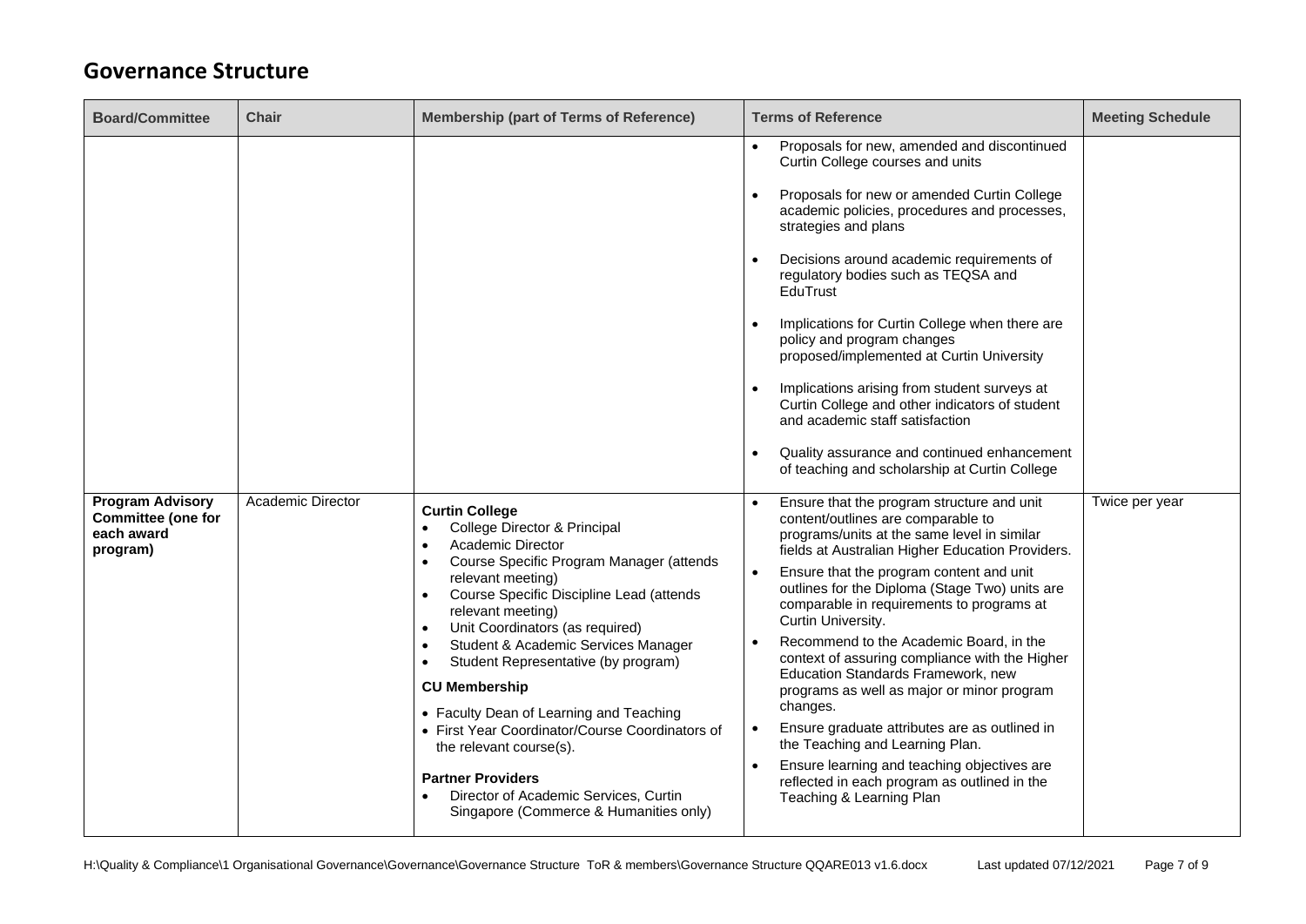## Governance Structure

| Board/Committee | Chair | Membership (part of Terms of Reference) | Terms of Reference | Meeting Schedule |
|---|---|---|---|---|
| | | | • Proposals for new, amended and discontinued Curtin College courses and units<br>• Proposals for new or amended Curtin College academic policies, procedures and processes, strategies and plans<br>• Decisions around academic requirements of regulatory bodies such as TEQSA and EduTrust<br>• Implications for Curtin College when there are policy and program changes proposed/implemented at Curtin University<br>• Implications arising from student surveys at Curtin College and other indicators of student and academic staff satisfaction<br>• Quality assurance and continued enhancement of teaching and scholarship at Curtin College | |
| **Program Advisory Committee (one for each award program)** | Academic Director | **Curtin College**<br>• College Director & Principal<br>• Academic Director<br>• Course Specific Program Manager (attends relevant meeting)<br>• Course Specific Discipline Lead (attends relevant meeting)<br>• Unit Coordinators (as required)<br>• Student & Academic Services Manager<br>• Student Representative (by program)<br>**CU Membership**<br>• Faculty Dean of Learning and Teaching<br>• First Year Coordinator/Course Coordinators of the relevant course(s).<br>**Partner Providers**<br>• Director of Academic Services, Curtin Singapore (Commerce & Humanities only) | • Ensure that the program structure and unit content/outlines are comparable to programs/units at the same level in similar fields at Australian Higher Education Providers.<br>• Ensure that the program content and unit outlines for the Diploma (Stage Two) units are comparable in requirements to programs at Curtin University.<br>• Recommend to the Academic Board, in the context of assuring compliance with the Higher Education Standards Framework, new programs as well as major or minor program changes.<br>• Ensure graduate attributes are as outlined in the Teaching and Learning Plan.<br>• Ensure learning and teaching objectives are reflected in each program as outlined in the Teaching & Learning Plan | Twice per year |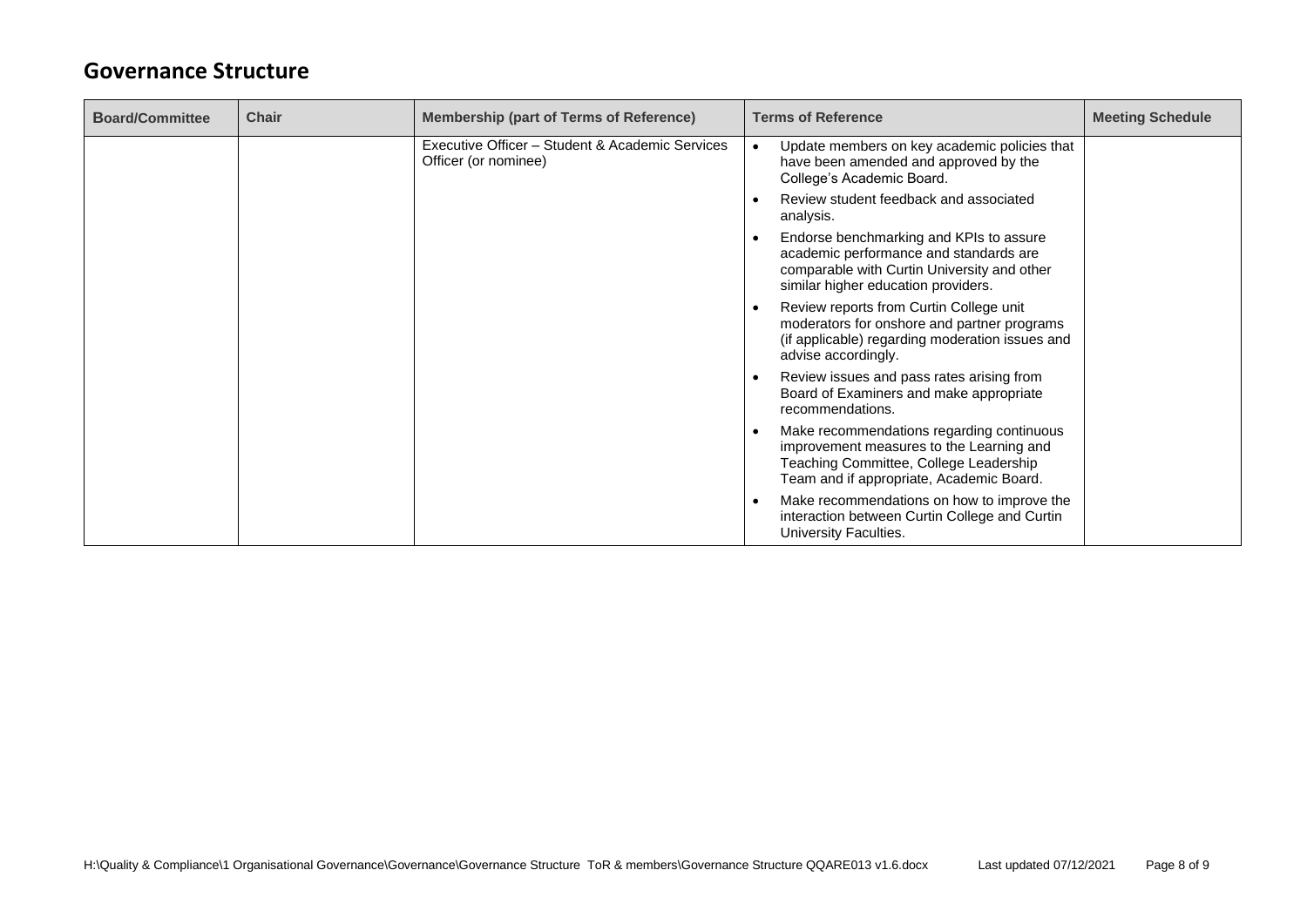## Governance Structure

| Board/Committee | Chair | Membership (part of Terms of Reference) | Terms of Reference | Meeting Schedule |
|---|---|---|---|---|
| | | Executive Officer – Student & Academic Services Officer (or nominee) | <ul><li>Update members on key academic policies that have been amended and approved by the College's Academic Board.</li><li>Review student feedback and associated analysis.</li><li>Endorse benchmarking and KPIs to assure academic performance and standards are comparable with Curtin University and other similar higher education providers.</li><li>Review reports from Curtin College unit moderators for onshore and partner programs (if applicable) regarding moderation issues and advise accordingly.</li><li>Review issues and pass rates arising from Board of Examiners and make appropriate recommendations.</li><li>Make recommendations regarding continuous improvement measures to the Learning and Teaching Committee, College Leadership Team and if appropriate, Academic Board.</li><li>Make recommendations on how to improve the interaction between Curtin College and Curtin University Faculties.</li></ul> | |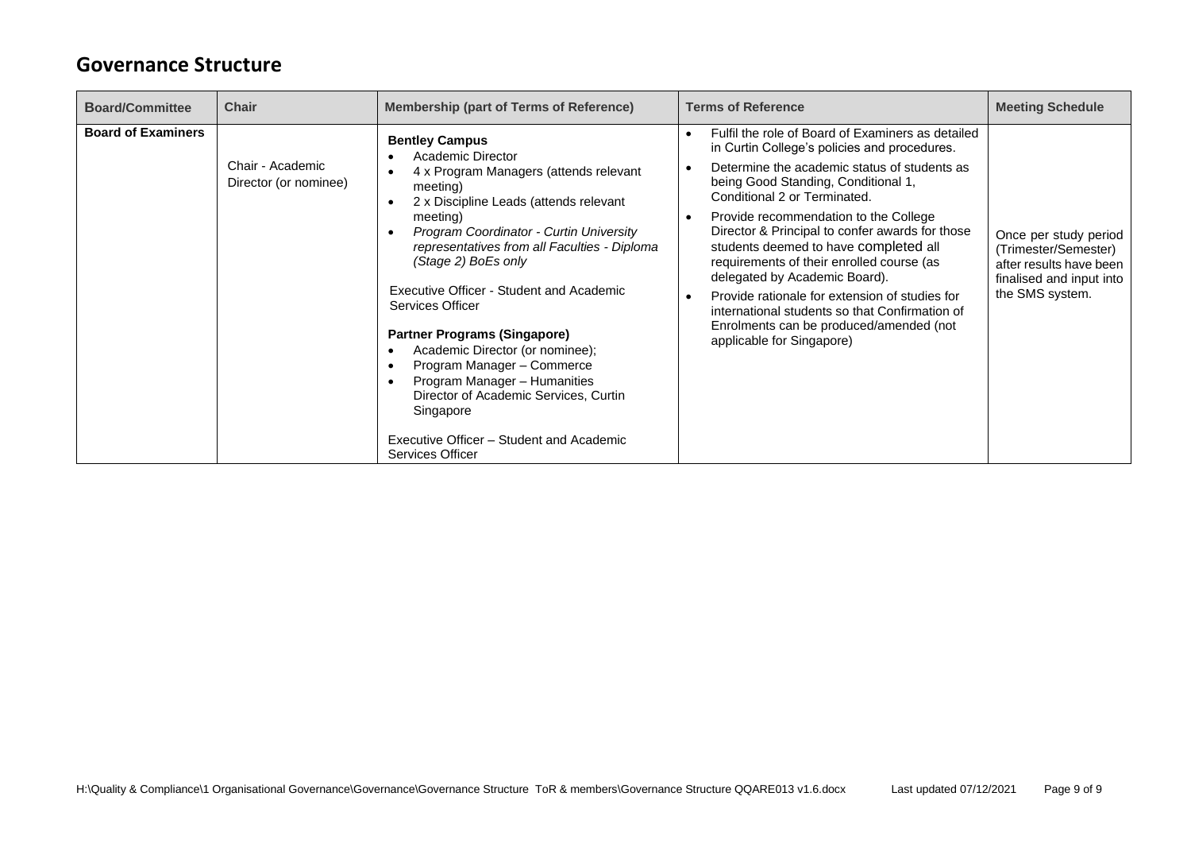## Governance Structure

| Board/Committee | Chair | Membership (part of Terms of Reference) | Terms of Reference | Meeting Schedule |
|---|---|---|---|---|
| **Board of Examiners** | Chair - Academic Director (or nominee) | **Bentley Campus**<br>• Academic Director<br>• 4 x Program Managers (attends relevant meeting)<br>• 2 x Discipline Leads (attends relevant meeting)<br>• *Program Coordinator - Curtin University representatives from all Faculties - Diploma (Stage 2) BoEs only*<br><br>Executive Officer - Student and Academic Services Officer<br><br>**Partner Programs (Singapore)**<br>• Academic Director (or nominee);<br>• Program Manager – Commerce<br>• Program Manager – Humanities<br>Director of Academic Services, Curtin Singapore<br><br>Executive Officer – Student and Academic Services Officer | • Fulfil the role of Board of Examiners as detailed in Curtin College's policies and procedures.<br>• Determine the academic status of students as being Good Standing, Conditional 1, Conditional 2 or Terminated.<br>• Provide recommendation to the College Director & Principal to confer awards for those students deemed to have completed all requirements of their enrolled course (as delegated by Academic Board).<br>• Provide rationale for extension of studies for international students so that Confirmation of Enrolments can be produced/amended (not applicable for Singapore) | Once per study period (Trimester/Semester) after results have been finalised and input into the SMS system. |

H:\Quality & Compliance\1 Organisational Governance\Governance\Governance Structure ToR & members\Governance Structure QQARE013 v1.6.docx Last updated 07/12/2021